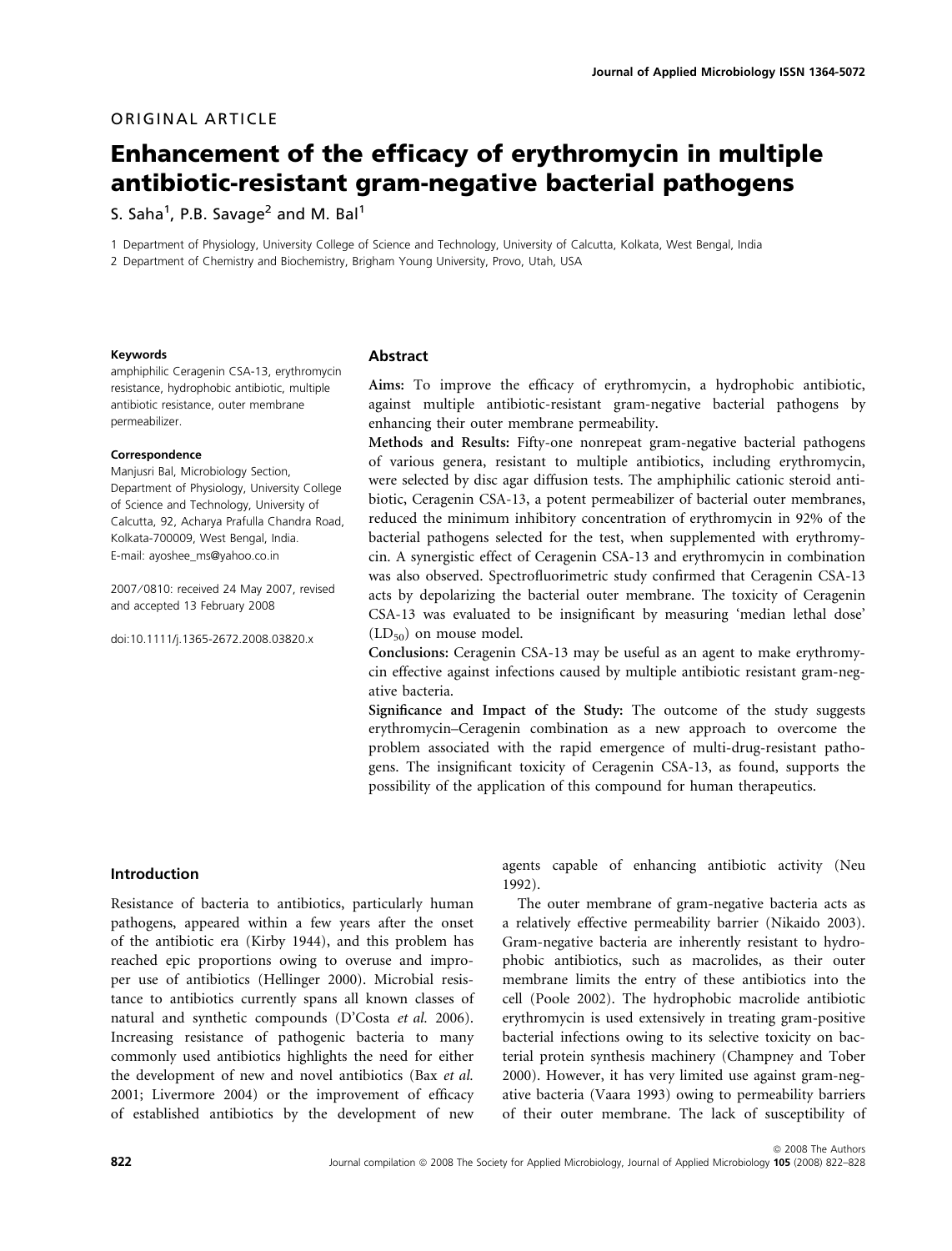ORIGINAL ARTICLE

# Enhancement of the efficacy of erythromycin in multiple antibiotic-resistant gram-negative bacterial pathogens

S. Saha[1], P.B. Savage[2] and M. Bal[1]

1 Department of Physiology, University College of Science and Technology, University of Calcutta, Kolkata, West Bengal, India
2 Department of Chemistry and Biochemistry, Brigham Young University, Provo, Utah, USA

**Keywords**

amphiphilic Ceragenin CSA-13, erythromycin resistance, hydrophobic antibiotic, multiple antibiotic resistance, outer membrane permeabilizer.

**Correspondence**

Manjusri Bal, Microbiology Section, Department of Physiology, University College of Science and Technology, University of Calcutta, 92, Acharya Prafulla Chandra Road, Kolkata-700009, West Bengal, India.
E-mail: ayoshee_ms@yahoo.co.in

2007/0810: received 24 May 2007, revised and accepted 13 February 2008

doi:10.1111/j.1365-2672.2008.03820.x

## Abstract

**Aims:** To improve the efficacy of erythromycin, a hydrophobic antibiotic, against multiple antibiotic-resistant gram-negative bacterial pathogens by enhancing their outer membrane permeability.

**Methods and Results:** Fifty-one nonrepeat gram-negative bacterial pathogens of various genera, resistant to multiple antibiotics, including erythromycin, were selected by disc agar diffusion tests. The amphiphilic cationic steroid antibiotic, Ceragenin CSA-13, a potent permeabilizer of bacterial outer membranes, reduced the minimum inhibitory concentration of erythromycin in 92% of the bacterial pathogens selected for the test, when supplemented with erythromycin. A synergistic effect of Ceragenin CSA-13 and erythromycin in combination was also observed. Spectrofluorimetric study confirmed that Ceragenin CSA-13 acts by depolarizing the bacterial outer membrane. The toxicity of Ceragenin CSA-13 was evaluated to be insignificant by measuring 'median lethal dose' ($LD_{50}$) on mouse model.

**Conclusions:** Ceragenin CSA-13 may be useful as an agent to make erythromycin effective against infections caused by multiple antibiotic resistant gram-negative bacteria.

**Significance and Impact of the Study:** The outcome of the study suggests erythromycin–Ceragenin combination as a new approach to overcome the problem associated with the rapid emergence of multi-drug-resistant pathogens. The insignificant toxicity of Ceragenin CSA-13, as found, supports the possibility of the application of this compound for human therapeutics.

## Introduction

Resistance of bacteria to antibiotics, particularly human pathogens, appeared within a few years after the onset of the antibiotic era (Kirby 1944), and this problem has reached epic proportions owing to overuse and improper use of antibiotics (Hellinger 2000). Microbial resistance to antibiotics currently spans all known classes of natural and synthetic compounds (D'Costa *et al.* 2006). Increasing resistance of pathogenic bacteria to many commonly used antibiotics highlights the need for either the development of new and novel antibiotics (Bax *et al.* 2001; Livermore 2004) or the improvement of efficacy of established antibiotics by the development of new agents capable of enhancing antibiotic activity (Neu 1992).

The outer membrane of gram-negative bacteria acts as a relatively effective permeability barrier (Nikaido 2003). Gram-negative bacteria are inherently resistant to hydrophobic antibiotics, such as macrolides, as their outer membrane limits the entry of these antibiotics into the cell (Poole 2002). The hydrophobic macrolide antibiotic erythromycin is used extensively in treating gram-positive bacterial infections owing to its selective toxicity on bacterial protein synthesis machinery (Champney and Tober 2000). However, it has very limited use against gram-negative bacteria (Vaara 1993) owing to permeability barriers of their outer membrane. The lack of susceptibility of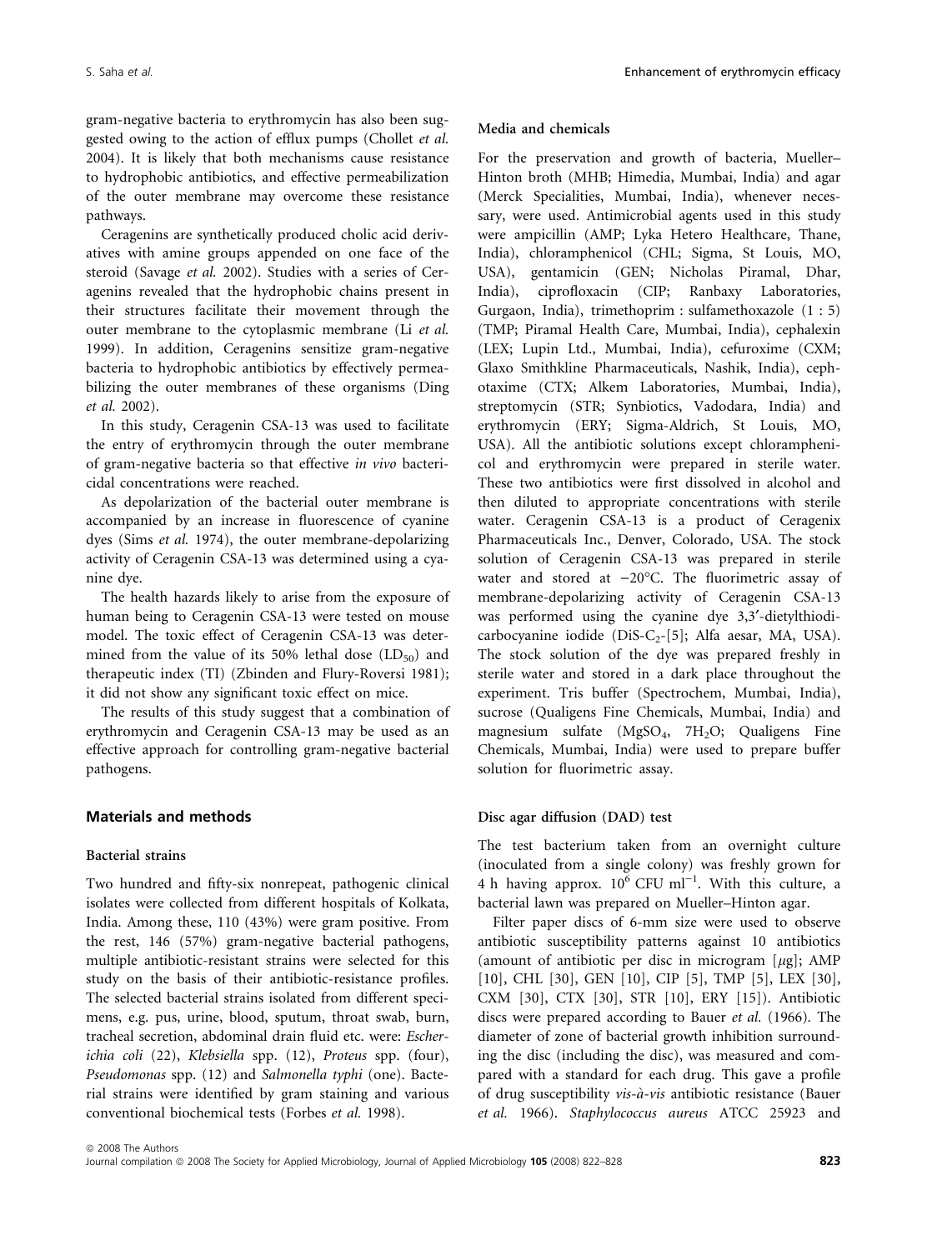gram-negative bacteria to erythromycin has also been suggested owing to the action of efflux pumps (Chollet *et al.* 2004). It is likely that both mechanisms cause resistance to hydrophobic antibiotics, and effective permeabilization of the outer membrane may overcome these resistance pathways.

Ceragenins are synthetically produced cholic acid derivatives with amine groups appended on one face of the steroid (Savage *et al.* 2002). Studies with a series of Ceragenins revealed that the hydrophobic chains present in their structures facilitate their movement through the outer membrane to the cytoplasmic membrane (Li *et al.* 1999). In addition, Ceragenins sensitize gram-negative bacteria to hydrophobic antibiotics by effectively permeabilizing the outer membranes of these organisms (Ding *et al.* 2002).

In this study, Ceragenin CSA-13 was used to facilitate the entry of erythromycin through the outer membrane of gram-negative bacteria so that effective *in vivo* bactericidal concentrations were reached.

As depolarization of the bacterial outer membrane is accompanied by an increase in fluorescence of cyanine dyes (Sims *et al.* 1974), the outer membrane-depolarizing activity of Ceragenin CSA-13 was determined using a cyanine dye.

The health hazards likely to arise from the exposure of human being to Ceragenin CSA-13 were tested on mouse model. The toxic effect of Ceragenin CSA-13 was determined from the value of its 50% lethal dose ($LD_{50}$) and therapeutic index (TI) (Zbinden and Flury-Roversi 1981); it did not show any significant toxic effect on mice.

The results of this study suggest that a combination of erythromycin and Ceragenin CSA-13 may be used as an effective approach for controlling gram-negative bacterial pathogens.

## Materials and methods

### Bacterial strains

Two hundred and fifty-six nonrepeat, pathogenic clinical isolates were collected from different hospitals of Kolkata, India. Among these, 110 (43%) were gram positive. From the rest, 146 (57%) gram-negative bacterial pathogens, multiple antibiotic-resistant strains were selected for this study on the basis of their antibiotic-resistance profiles. The selected bacterial strains isolated from different specimens, e.g. pus, urine, blood, sputum, throat swab, burn, tracheal secretion, abdominal drain fluid etc. were: *Escherichia coli* (22), *Klebsiella* spp. (12), *Proteus* spp. (four), *Pseudomonas* spp. (12) and *Salmonella typhi* (one). Bacterial strains were identified by gram staining and various conventional biochemical tests (Forbes *et al.* 1998).

### Media and chemicals

For the preservation and growth of bacteria, Mueller–Hinton broth (MHB; Himedia, Mumbai, India) and agar (Merck Specialities, Mumbai, India), whenever necessary, were used. Antimicrobial agents used in this study were ampicillin (AMP; Lyka Hetero Healthcare, Thane, India), chloramphenicol (CHL; Sigma, St Louis, MO, USA), gentamicin (GEN; Nicholas Piramal, Dhar, India), ciprofloxacin (CIP; Ranbaxy Laboratories, Gurgaon, India), trimethoprim : sulfamethoxazole (1 : 5) (TMP; Piramal Health Care, Mumbai, India), cephalexin (LEX; Lupin Ltd., Mumbai, India), cefuroxime (CXM; Glaxo Smithkline Pharmaceuticals, Nashik, India), cephotaxime (CTX; Alkem Laboratories, Mumbai, India), streptomycin (STR; Synbiotics, Vadodara, India) and erythromycin (ERY; Sigma-Aldrich, St Louis, MO, USA). All the antibiotic solutions except chloramphenicol and erythromycin were prepared in sterile water. These two antibiotics were first dissolved in alcohol and then diluted to appropriate concentrations with sterile water. Ceragenin CSA-13 is a product of Ceragenix Pharmaceuticals Inc., Denver, Colorado, USA. The stock solution of Ceragenin CSA-13 was prepared in sterile water and stored at −20°C. The fluorimetric assay of membrane-depolarizing activity of Ceragenin CSA-13 was performed using the cyanine dye 3,3′-dietylthiodicarbocyanine iodide (DiS-$C_2$-[5]; Alfa aesar, MA, USA). The stock solution of the dye was prepared freshly in sterile water and stored in a dark place throughout the experiment. Tris buffer (Spectrochem, Mumbai, India), sucrose (Qualigens Fine Chemicals, Mumbai, India) and magnesium sulfate ($MgSO_4$, $7H_2O$; Qualigens Fine Chemicals, Mumbai, India) were used to prepare buffer solution for fluorimetric assay.

### Disc agar diffusion (DAD) test

The test bacterium taken from an overnight culture (inoculated from a single colony) was freshly grown for 4 h having approx. $10^6$ CFU $ml^{-1}$. With this culture, a bacterial lawn was prepared on Mueller–Hinton agar.

Filter paper discs of 6-mm size were used to observe antibiotic susceptibility patterns against 10 antibiotics (amount of antibiotic per disc in microgram [$\mu$g]; AMP [10], CHL [30], GEN [10], CIP [5], TMP [5], LEX [30], CXM [30], CTX [30], STR [10], ERY [15]). Antibiotic discs were prepared according to Bauer *et al.* (1966). The diameter of zone of bacterial growth inhibition surrounding the disc (including the disc), was measured and compared with a standard for each drug. This gave a profile of drug susceptibility *vis-à-vis* antibiotic resistance (Bauer *et al.* 1966). *Staphylococcus aureus* ATCC 25923 and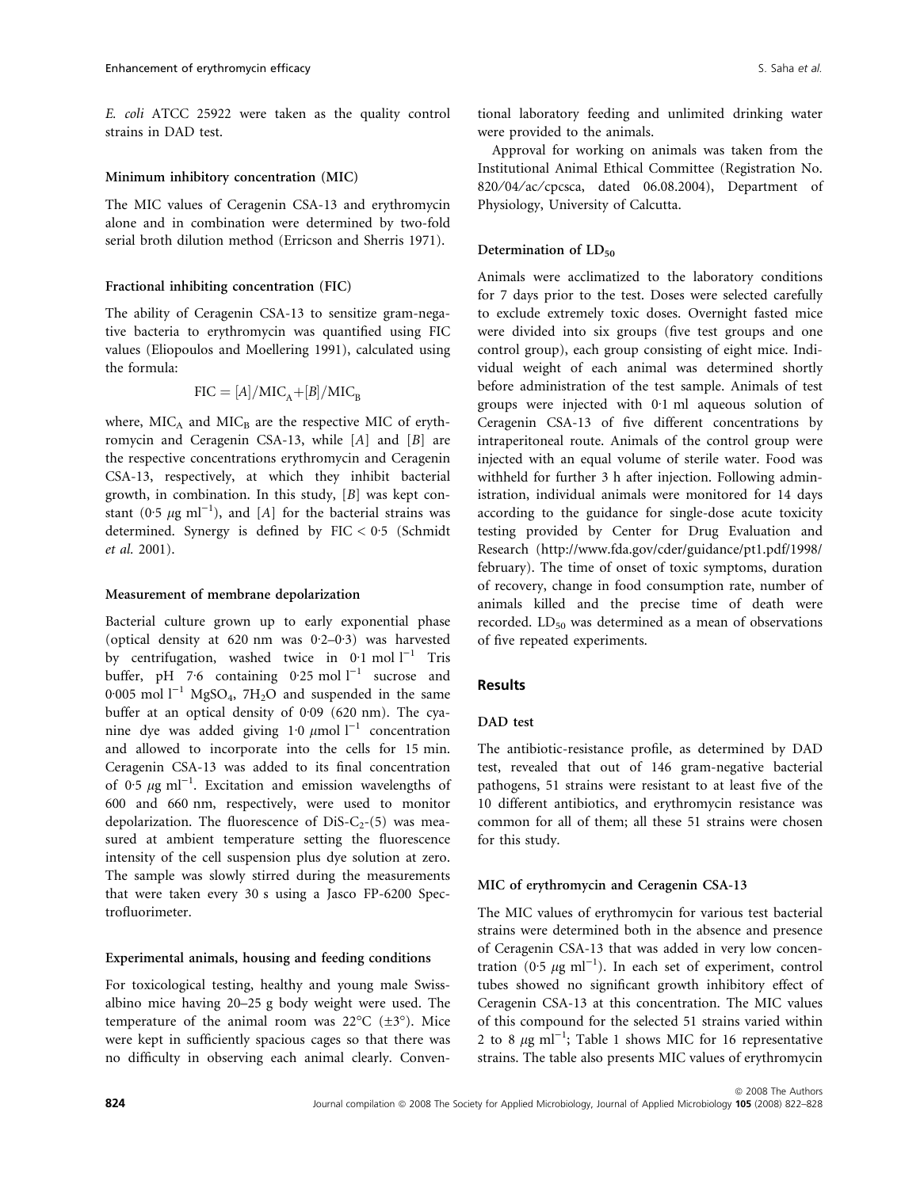*E. coli* ATCC 25922 were taken as the quality control strains in DAD test.

### Minimum inhibitory concentration (MIC)

The MIC values of Ceragenin CSA-13 and erythromycin alone and in combination were determined by two-fold serial broth dilution method (Erricson and Sherris 1971).

### Fractional inhibiting concentration (FIC)

The ability of Ceragenin CSA-13 to sensitize gram-negative bacteria to erythromycin was quantified using FIC values (Eliopoulos and Moellering 1991), calculated using the formula:

$$\mathrm{FIC} = [A]/\mathrm{MIC_A} + [B]/\mathrm{MIC_B}$$

where, $\mathrm{MIC_A}$ and $\mathrm{MIC_B}$ are the respective MIC of erythromycin and Ceragenin CSA-13, while $[A]$ and $[B]$ are the respective concentrations erythromycin and Ceragenin CSA-13, respectively, at which they inhibit bacterial growth, in combination. In this study, $[B]$ was kept constant (0·5 $\mu$g ml$^{-1}$), and $[A]$ for the bacterial strains was determined. Synergy is defined by FIC < 0·5 (Schmidt *et al.* 2001).

### Measurement of membrane depolarization

Bacterial culture grown up to early exponential phase (optical density at 620 nm was 0·2–0·3) was harvested by centrifugation, washed twice in 0·1 mol l$^{-1}$ Tris buffer, pH 7·6 containing 0·25 mol l$^{-1}$ sucrose and 0·005 mol l$^{-1}$ $MgSO_4$, $7H_2O$ and suspended in the same buffer at an optical density of 0·09 (620 nm). The cyanine dye was added giving 1·0 $\mu$mol l$^{-1}$ concentration and allowed to incorporate into the cells for 15 min. Ceragenin CSA-13 was added to its final concentration of 0·5 $\mu$g ml$^{-1}$. Excitation and emission wavelengths of 600 and 660 nm, respectively, were used to monitor depolarization. The fluorescence of DiS-$C_2$-(5) was measured at ambient temperature setting the fluorescence intensity of the cell suspension plus dye solution at zero. The sample was slowly stirred during the measurements that were taken every 30 s using a Jasco FP-6200 Spectrofluorimeter.

### Experimental animals, housing and feeding conditions

For toxicological testing, healthy and young male Swiss-albino mice having 20–25 g body weight were used. The temperature of the animal room was 22°C (±3°). Mice were kept in sufficiently spacious cages so that there was no difficulty in observing each animal clearly. Conventional laboratory feeding and unlimited drinking water were provided to the animals.

Approval for working on animals was taken from the Institutional Animal Ethical Committee (Registration No. 820/04/ac/cpcsca, dated 06.08.2004), Department of Physiology, University of Calcutta.

### Determination of $LD_{50}$

Animals were acclimatized to the laboratory conditions for 7 days prior to the test. Doses were selected carefully to exclude extremely toxic doses. Overnight fasted mice were divided into six groups (five test groups and one control group), each group consisting of eight mice. Individual weight of each animal was determined shortly before administration of the test sample. Animals of test groups were injected with 0·1 ml aqueous solution of Ceragenin CSA-13 of five different concentrations by intraperitoneal route. Animals of the control group were injected with an equal volume of sterile water. Food was withheld for further 3 h after injection. Following administration, individual animals were monitored for 14 days according to the guidance for single-dose acute toxicity testing provided by Center for Drug Evaluation and Research (http://www.fda.gov/cder/guidance/pt1.pdf/1998/february). The time of onset of toxic symptoms, duration of recovery, change in food consumption rate, number of animals killed and the precise time of death were recorded. $LD_{50}$ was determined as a mean of observations of five repeated experiments.

## Results

### DAD test

The antibiotic-resistance profile, as determined by DAD test, revealed that out of 146 gram-negative bacterial pathogens, 51 strains were resistant to at least five of the 10 different antibiotics, and erythromycin resistance was common for all of them; all these 51 strains were chosen for this study.

### MIC of erythromycin and Ceragenin CSA-13

The MIC values of erythromycin for various test bacterial strains were determined both in the absence and presence of Ceragenin CSA-13 that was added in very low concentration (0·5 $\mu$g ml$^{-1}$). In each set of experiment, control tubes showed no significant growth inhibitory effect of Ceragenin CSA-13 at this concentration. The MIC values of this compound for the selected 51 strains varied within 2 to 8 $\mu$g ml$^{-1}$; Table 1 shows MIC for 16 representative strains. The table also presents MIC values of erythromycin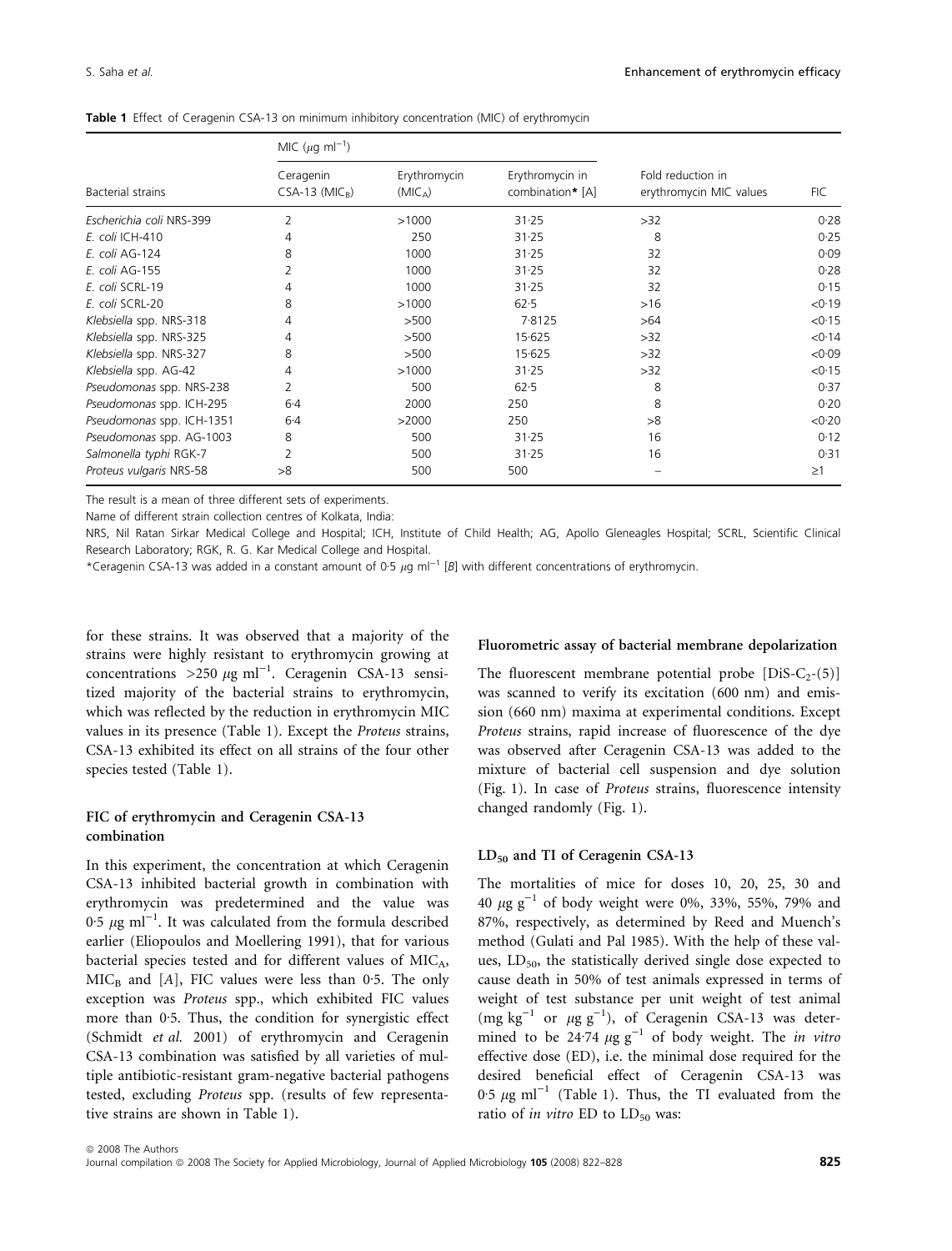**Table 1** Effect of Ceragenin CSA-13 on minimum inhibitory concentration (MIC) of erythromycin

| Bacterial strains | MIC ($\mu$g ml$^{-1}$) | | | Fold reduction in erythromycin MIC values | FIC |
|---|---|---|---|---|---|
| | Ceragenin CSA-13 ($MIC_B$) | Erythromycin ($MIC_A$) | Erythromycin in combination* [A] | | |
| *Escherichia coli* NRS-399 | 2 | >1000 | 31·25 | >32 | 0·28 |
| *E. coli* ICH-410 | 4 | 250 | 31·25 | 8 | 0·25 |
| *E. coli* AG-124 | 8 | 1000 | 31·25 | 32 | 0·09 |
| *E. coli* AG-155 | 2 | 1000 | 31·25 | 32 | 0·28 |
| *E. coli* SCRL-19 | 4 | 1000 | 31·25 | 32 | 0·15 |
| *E. coli* SCRL-20 | 8 | >1000 | 62·5 | >16 | <0·19 |
| *Klebsiella* spp. NRS-318 | 4 | >500 | 7·8125 | >64 | <0·15 |
| *Klebsiella* spp. NRS-325 | 4 | >500 | 15·625 | >32 | <0·14 |
| *Klebsiella* spp. NRS-327 | 8 | >500 | 15·625 | >32 | <0·09 |
| *Klebsiella* spp. AG-42 | 4 | >1000 | 31·25 | >32 | <0·15 |
| *Pseudomonas* spp. NRS-238 | 2 | 500 | 62·5 | 8 | 0·37 |
| *Pseudomonas* spp. ICH-295 | 6·4 | 2000 | 250 | 8 | 0·20 |
| *Pseudomonas* spp. ICH-1351 | 6·4 | >2000 | 250 | >8 | <0·20 |
| *Pseudomonas* spp. AG-1003 | 8 | 500 | 31·25 | 16 | 0·12 |
| *Salmonella typhi* RGK-7 | 2 | 500 | 31·25 | 16 | 0·31 |
| *Proteus vulgaris* NRS-58 | >8 | 500 | 500 | – | ≥1 |

The result is a mean of three different sets of experiments.

Name of different strain collection centres of Kolkata, India:

NRS, Nil Ratan Sirkar Medical College and Hospital; ICH, Institute of Child Health; AG, Apollo Gleneagles Hospital; SCRL, Scientific Clinical Research Laboratory; RGK, R. G. Kar Medical College and Hospital.

*Ceragenin CSA-13 was added in a constant amount of 0·5 $\mu$g ml$^{-1}$ [B] with different concentrations of erythromycin.

for these strains. It was observed that a majority of the strains were highly resistant to erythromycin growing at concentrations >250 $\mu$g ml$^{-1}$. Ceragenin CSA-13 sensitized majority of the bacterial strains to erythromycin, which was reflected by the reduction in erythromycin MIC values in its presence (Table 1). Except the *Proteus* strains, CSA-13 exhibited its effect on all strains of the four other species tested (Table 1).

### FIC of erythromycin and Ceragenin CSA-13 combination

In this experiment, the concentration at which Ceragenin CSA-13 inhibited bacterial growth in combination with erythromycin was predetermined and the value was 0·5 $\mu$g ml$^{-1}$. It was calculated from the formula described earlier (Eliopoulos and Moellering 1991), that for various bacterial species tested and for different values of $MIC_A$, $MIC_B$ and [A], FIC values were less than 0·5. The only exception was *Proteus* spp., which exhibited FIC values more than 0·5. Thus, the condition for synergistic effect (Schmidt *et al.* 2001) of erythromycin and Ceragenin CSA-13 combination was satisfied by all varieties of multiple antibiotic-resistant gram-negative bacterial pathogens tested, excluding *Proteus* spp. (results of few representative strains are shown in Table 1).

### Fluorometric assay of bacterial membrane depolarization

The fluorescent membrane potential probe [DiS-$C_2$-(5)] was scanned to verify its excitation (600 nm) and emission (660 nm) maxima at experimental conditions. Except *Proteus* strains, rapid increase of fluorescence of the dye was observed after Ceragenin CSA-13 was added to the mixture of bacterial cell suspension and dye solution (Fig. 1). In case of *Proteus* strains, fluorescence intensity changed randomly (Fig. 1).

### $LD_{50}$ and TI of Ceragenin CSA-13

The mortalities of mice for doses 10, 20, 25, 30 and 40 $\mu$g g$^{-1}$ of body weight were 0%, 33%, 55%, 79% and 87%, respectively, as determined by Reed and Muench's method (Gulati and Pal 1985). With the help of these values, $LD_{50}$, the statistically derived single dose expected to cause death in 50% of test animals expressed in terms of weight of test substance per unit weight of test animal (mg kg$^{-1}$ or $\mu$g g$^{-1}$), of Ceragenin CSA-13 was determined to be 24·74 $\mu$g g$^{-1}$ of body weight. The *in vitro* effective dose (ED), i.e. the minimal dose required for the desired beneficial effect of Ceragenin CSA-13 was 0·5 $\mu$g ml$^{-1}$ (Table 1). Thus, the TI evaluated from the ratio of *in vitro* ED to $LD_{50}$ was: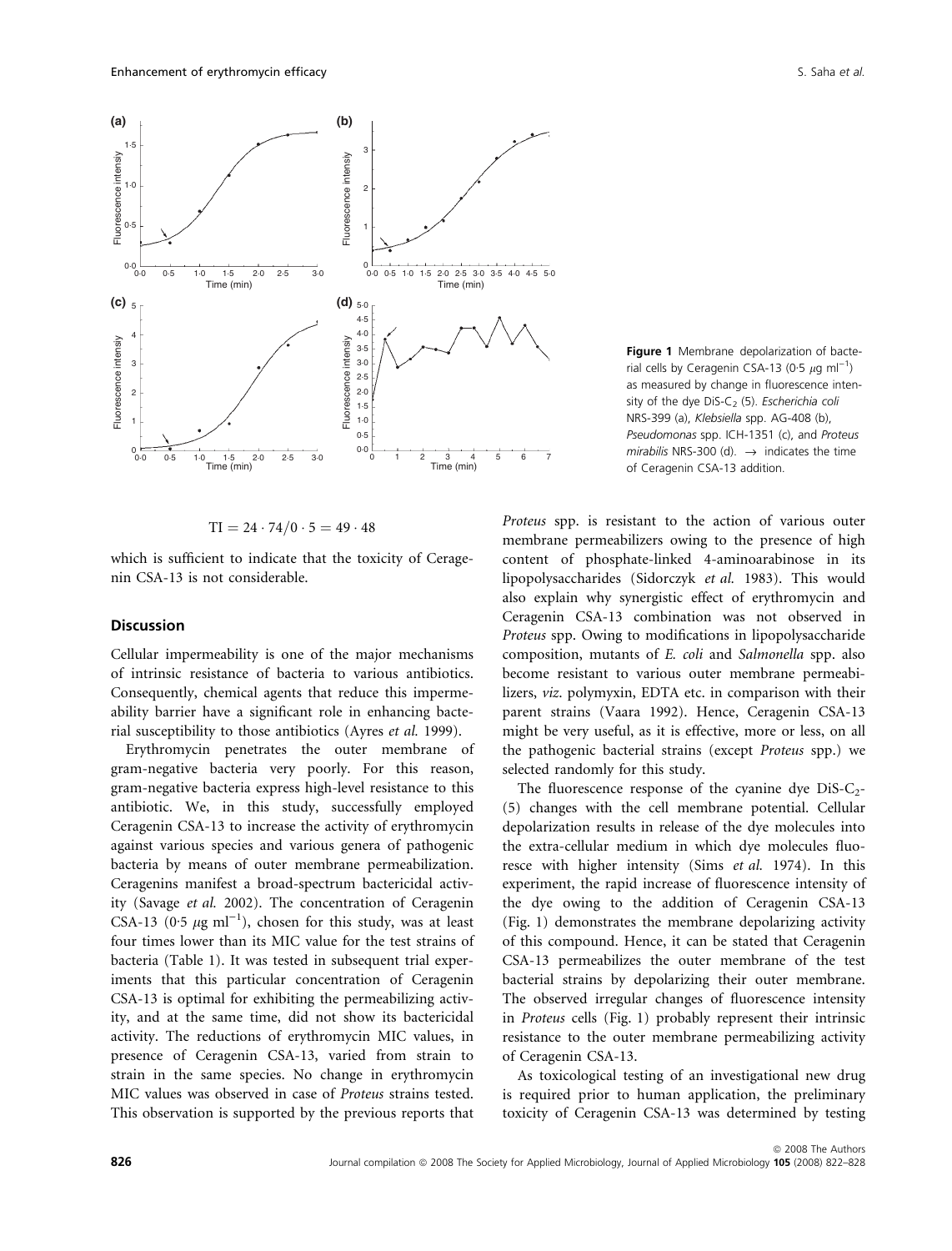**Figure 1** Membrane depolarization of bacterial cells by Ceragenin CSA-13 (0·5 $\mu$g ml$^{-1}$) as measured by change in fluorescence intensity of the dye DiS-$C_2$ (5). *Escherichia coli* NRS-399 (a), *Klebsiella* spp. AG-408 (b), *Pseudomonas* spp. ICH-1351 (c), and *Proteus mirabilis* NRS-300 (d). → indicates the time of Ceragenin CSA-13 addition.

$$TI = 24 \cdot 74/0 \cdot 5 = 49 \cdot 48$$

which is sufficient to indicate that the toxicity of Ceragenin CSA-13 is not considerable.

## Discussion

Cellular impermeability is one of the major mechanisms of intrinsic resistance of bacteria to various antibiotics. Consequently, chemical agents that reduce this impermeability barrier have a significant role in enhancing bacterial susceptibility to those antibiotics (Ayres *et al.* 1999).

Erythromycin penetrates the outer membrane of gram-negative bacteria very poorly. For this reason, gram-negative bacteria express high-level resistance to this antibiotic. We, in this study, successfully employed Ceragenin CSA-13 to increase the activity of erythromycin against various species and various genera of pathogenic bacteria by means of outer membrane permeabilization. Ceragenins manifest a broad-spectrum bactericidal activity (Savage *et al.* 2002). The concentration of Ceragenin CSA-13 (0·5 $\mu$g ml$^{-1}$), chosen for this study, was at least four times lower than its MIC value for the test strains of bacteria (Table 1). It was tested in subsequent trial experiments that this particular concentration of Ceragenin CSA-13 is optimal for exhibiting the permeabilizing activity, and at the same time, did not show its bactericidal activity. The reductions of erythromycin MIC values, in presence of Ceragenin CSA-13, varied from strain to strain in the same species. No change in erythromycin MIC values was observed in case of *Proteus* strains tested. This observation is supported by the previous reports that *Proteus* spp. is resistant to the action of various outer membrane permeabilizers owing to the presence of high content of phosphate-linked 4-aminoarabinose in its lipopolysaccharides (Sidorczyk *et al.* 1983). This would also explain why synergistic effect of erythromycin and Ceragenin CSA-13 combination was not observed in *Proteus* spp. Owing to modifications in lipopolysaccharide composition, mutants of *E. coli* and *Salmonella* spp. also become resistant to various outer membrane permeabilizers, *viz*. polymyxin, EDTA etc. in comparison with their parent strains (Vaara 1992). Hence, Ceragenin CSA-13 might be very useful, as it is effective, more or less, on all the pathogenic bacterial strains (except *Proteus* spp.) we selected randomly for this study.

The fluorescence response of the cyanine dye DiS-$C_2$-(5) changes with the cell membrane potential. Cellular depolarization results in release of the dye molecules into the extra-cellular medium in which dye molecules fluoresce with higher intensity (Sims *et al.* 1974). In this experiment, the rapid increase of fluorescence intensity of the dye owing to the addition of Ceragenin CSA-13 (Fig. 1) demonstrates the membrane depolarizing activity of this compound. Hence, it can be stated that Ceragenin CSA-13 permeabilizes the outer membrane of the test bacterial strains by depolarizing their outer membrane. The observed irregular changes of fluorescence intensity in *Proteus* cells (Fig. 1) probably represent their intrinsic resistance to the outer membrane permeabilizing activity of Ceragenin CSA-13.

As toxicological testing of an investigational new drug is required prior to human application, the preliminary toxicity of Ceragenin CSA-13 was determined by testing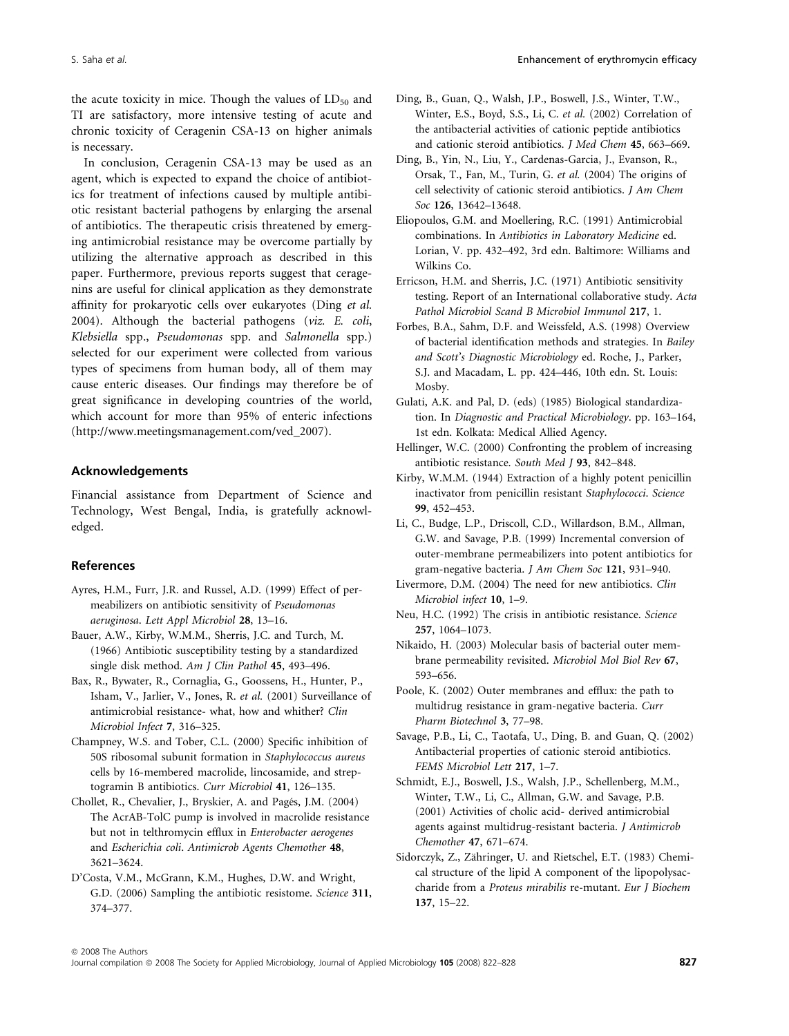the acute toxicity in mice. Though the values of $LD_{50}$ and TI are satisfactory, more intensive testing of acute and chronic toxicity of Ceragenin CSA-13 on higher animals is necessary.

In conclusion, Ceragenin CSA-13 may be used as an agent, which is expected to expand the choice of antibiotics for treatment of infections caused by multiple antibiotic resistant bacterial pathogens by enlarging the arsenal of antibiotics. The therapeutic crisis threatened by emerging antimicrobial resistance may be overcome partially by utilizing the alternative approach as described in this paper. Furthermore, previous reports suggest that ceragenins are useful for clinical application as they demonstrate affinity for prokaryotic cells over eukaryotes (Ding *et al.* 2004). Although the bacterial pathogens (*viz. E. coli*, *Klebsiella* spp., *Pseudomonas* spp. and *Salmonella* spp.) selected for our experiment were collected from various types of specimens from human body, all of them may cause enteric diseases. Our findings may therefore be of great significance in developing countries of the world, which account for more than 95% of enteric infections (http://www.meetingsmanagement.com/ved_2007).

## Acknowledgements

Financial assistance from Department of Science and Technology, West Bengal, India, is gratefully acknowledged.

## References

Ayres, H.M., Furr, J.R. and Russel, A.D. (1999) Effect of permeabilizers on antibiotic sensitivity of *Pseudomonas aeruginosa*. *Lett Appl Microbiol* **28**, 13–16.

Bauer, A.W., Kirby, W.M.M., Sherris, J.C. and Turch, M. (1966) Antibiotic susceptibility testing by a standardized single disk method. *Am J Clin Pathol* **45**, 493–496.

Bax, R., Bywater, R., Cornaglia, G., Goossens, H., Hunter, P., Isham, V., Jarlier, V., Jones, R. *et al.* (2001) Surveillance of antimicrobial resistance- what, how and whither? *Clin Microbiol Infect* **7**, 316–325.

Champney, W.S. and Tober, C.L. (2000) Specific inhibition of 50S ribosomal subunit formation in *Staphylococcus aureus* cells by 16-membered macrolide, lincosamide, and streptogramin B antibiotics. *Curr Microbiol* **41**, 126–135.

Chollet, R., Chevalier, J., Bryskier, A. and Pagés, J.M. (2004) The AcrAB-TolC pump is involved in macrolide resistance but not in telthromycin efflux in *Enterobacter aerogenes* and *Escherichia coli*. *Antimicrob Agents Chemother* **48**, 3621–3624.

D'Costa, V.M., McGrann, K.M., Hughes, D.W. and Wright, G.D. (2006) Sampling the antibiotic resistome. *Science* **311**, 374–377.

Ding, B., Guan, Q., Walsh, J.P., Boswell, J.S., Winter, T.W., Winter, E.S., Boyd, S.S., Li, C. *et al.* (2002) Correlation of the antibacterial activities of cationic peptide antibiotics and cationic steroid antibiotics. *J Med Chem* **45**, 663–669.

Ding, B., Yin, N., Liu, Y., Cardenas-Garcia, J., Evanson, R., Orsak, T., Fan, M., Turin, G. *et al.* (2004) The origins of cell selectivity of cationic steroid antibiotics. *J Am Chem Soc* **126**, 13642–13648.

Eliopoulos, G.M. and Moellering, R.C. (1991) Antimicrobial combinations. In *Antibiotics in Laboratory Medicine* ed. Lorian, V. pp. 432–492, 3rd edn. Baltimore: Williams and Wilkins Co.

Erricson, H.M. and Sherris, J.C. (1971) Antibiotic sensitivity testing. Report of an International collaborative study. *Acta Pathol Microbiol Scand B Microbiol Immunol* **217**, 1.

Forbes, B.A., Sahm, D.F. and Weissfeld, A.S. (1998) Overview of bacterial identification methods and strategies. In *Bailey and Scott's Diagnostic Microbiology* ed. Roche, J., Parker, S.J. and Macadam, L. pp. 424–446, 10th edn. St. Louis: Mosby.

Gulati, A.K. and Pal, D. (eds) (1985) Biological standardization. In *Diagnostic and Practical Microbiology*. pp. 163–164, 1st edn. Kolkata: Medical Allied Agency.

Hellinger, W.C. (2000) Confronting the problem of increasing antibiotic resistance. *South Med J* **93**, 842–848.

Kirby, W.M.M. (1944) Extraction of a highly potent penicillin inactivator from penicillin resistant *Staphylococci*. *Science* **99**, 452–453.

Li, C., Budge, L.P., Driscoll, C.D., Willardson, B.M., Allman, G.W. and Savage, P.B. (1999) Incremental conversion of outer-membrane permeabilizers into potent antibiotics for gram-negative bacteria. *J Am Chem Soc* **121**, 931–940.

Livermore, D.M. (2004) The need for new antibiotics. *Clin Microbiol infect* **10**, 1–9.

Neu, H.C. (1992) The crisis in antibiotic resistance. *Science* **257**, 1064–1073.

Nikaido, H. (2003) Molecular basis of bacterial outer membrane permeability revisited. *Microbiol Mol Biol Rev* **67**, 593–656.

Poole, K. (2002) Outer membranes and efflux: the path to multidrug resistance in gram-negative bacteria. *Curr Pharm Biotechnol* **3**, 77–98.

Savage, P.B., Li, C., Taotafa, U., Ding, B. and Guan, Q. (2002) Antibacterial properties of cationic steroid antibiotics. *FEMS Microbiol Lett* **217**, 1–7.

Schmidt, E.J., Boswell, J.S., Walsh, J.P., Schellenberg, M.M., Winter, T.W., Li, C., Allman, G.W. and Savage, P.B. (2001) Activities of cholic acid- derived antimicrobial agents against multidrug-resistant bacteria. *J Antimicrob Chemother* **47**, 671–674.

Sidorczyk, Z., Zähringer, U. and Rietschel, E.T. (1983) Chemical structure of the lipid A component of the lipopolysaccharide from a *Proteus mirabilis* re-mutant. *Eur J Biochem* **137**, 15–22.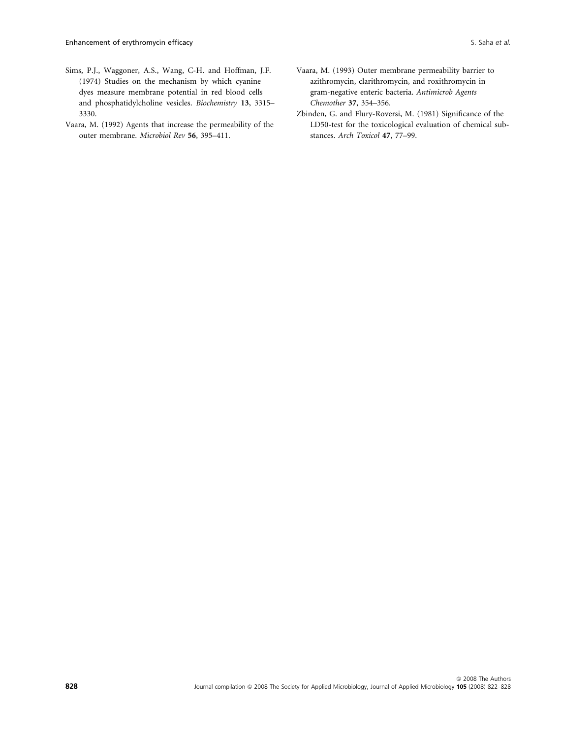Sims, P.J., Waggoner, A.S., Wang, C-H. and Hoffman, J.F. (1974) Studies on the mechanism by which cyanine dyes measure membrane potential in red blood cells and phosphatidylcholine vesicles. *Biochemistry* **13**, 3315–3330.

Vaara, M. (1992) Agents that increase the permeability of the outer membrane. *Microbiol Rev* **56**, 395–411.

Vaara, M. (1993) Outer membrane permeability barrier to azithromycin, clarithromycin, and roxithromycin in gram-negative enteric bacteria. *Antimicrob Agents Chemother* **37**, 354–356.

Zbinden, G. and Flury-Roversi, M. (1981) Significance of the LD50-test for the toxicological evaluation of chemical substances. *Arch Toxicol* **47**, 77–99.